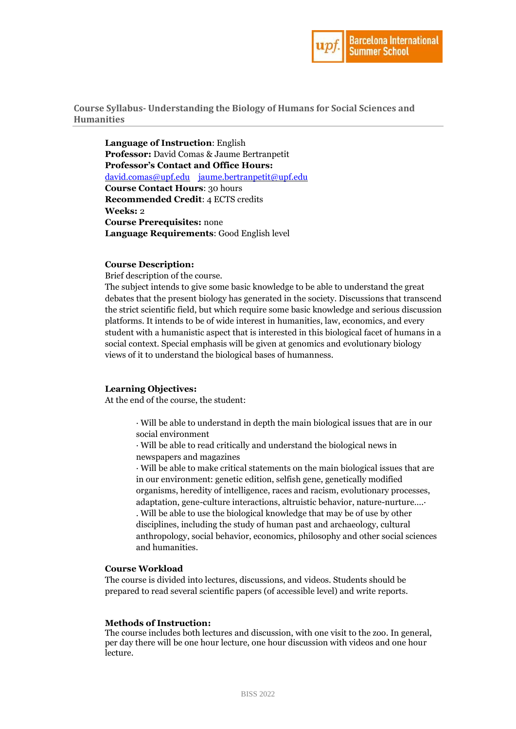## Course Syllabus- Understanding the Biology of Humans for Social Sciences and Humanities

**Language of Instruction**: English
**Professor:** David Comas & Jaume Bertranpetit
**Professor's Contact and Office Hours:**
david.comas@upf.edu jaume.bertranpetit@upf.edu
**Course Contact Hours**: 30 hours
**Recommended Credit**: 4 ECTS credits
**Weeks:** 2
**Course Prerequisites:** none
**Language Requirements**: Good English level

**Course Description:**
Brief description of the course.
The subject intends to give some basic knowledge to be able to understand the great debates that the present biology has generated in the society. Discussions that transcend the strict scientific field, but which require some basic knowledge and serious discussion platforms. It intends to be of wide interest in humanities, law, economics, and every student with a humanistic aspect that is interested in this biological facet of humans in a social context. Special emphasis will be given at genomics and evolutionary biology views of it to understand the biological bases of humanness.

**Learning Objectives:**
At the end of the course, the student:

· Will be able to understand in depth the main biological issues that are in our social environment
· Will be able to read critically and understand the biological news in newspapers and magazines
· Will be able to make critical statements on the main biological issues that are in our environment: genetic edition, selfish gene, genetically modified organisms, heredity of intelligence, races and racism, evolutionary processes, adaptation, gene-culture interactions, altruistic behavior, nature-nurture….·
. Will be able to use the biological knowledge that may be of use by other disciplines, including the study of human past and archaeology, cultural anthropology, social behavior, economics, philosophy and other social sciences and humanities.

**Course Workload**
The course is divided into lectures, discussions, and videos. Students should be prepared to read several scientific papers (of accessible level) and write reports.

**Methods of Instruction:**
The course includes both lectures and discussion, with one visit to the zoo. In general, per day there will be one hour lecture, one hour discussion with videos and one hour lecture.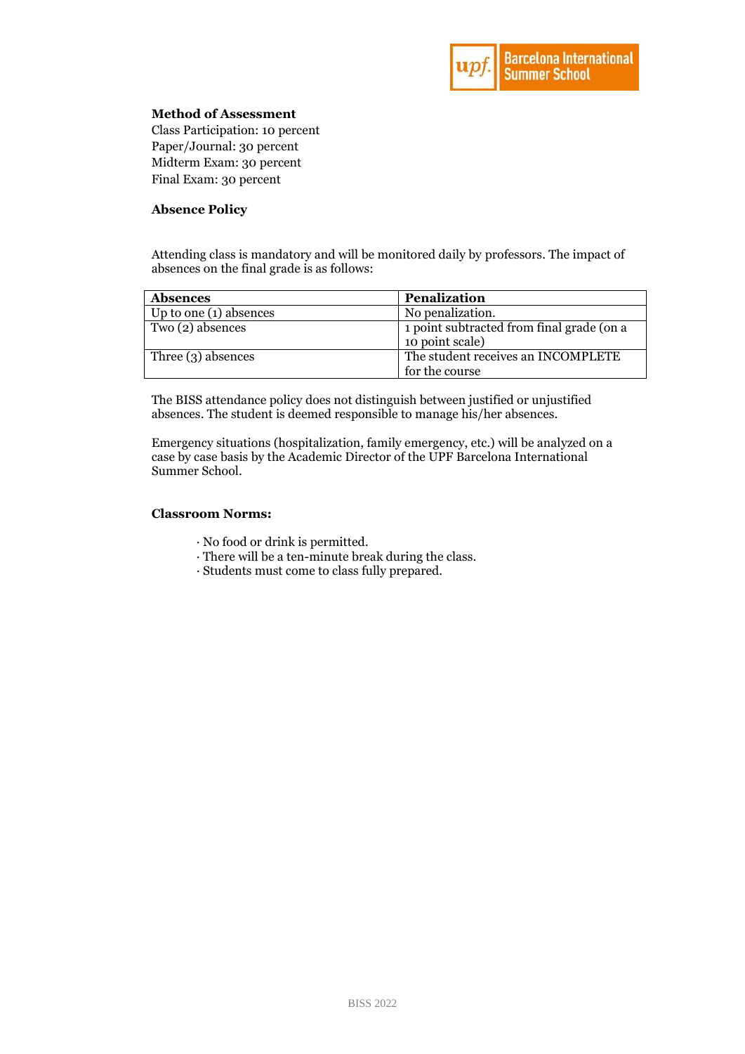**Method of Assessment**

Class Participation: 10 percent
Paper/Journal: 30 percent
Midterm Exam: 30 percent
Final Exam: 30 percent

**Absence Policy**

Attending class is mandatory and will be monitored daily by professors. The impact of absences on the final grade is as follows:

| Absences | Penalization |
|---|---|
| Up to one (1) absences | No penalization. |
| Two (2) absences | 1 point subtracted from final grade (on a 10 point scale) |
| Three (3) absences | The student receives an INCOMPLETE for the course |

The BISS attendance policy does not distinguish between justified or unjustified absences. The student is deemed responsible to manage his/her absences.

Emergency situations (hospitalization, family emergency, etc.) will be analyzed on a case by case basis by the Academic Director of the UPF Barcelona International Summer School.

**Classroom Norms:**

- No food or drink is permitted.
- There will be a ten-minute break during the class.
- Students must come to class fully prepared.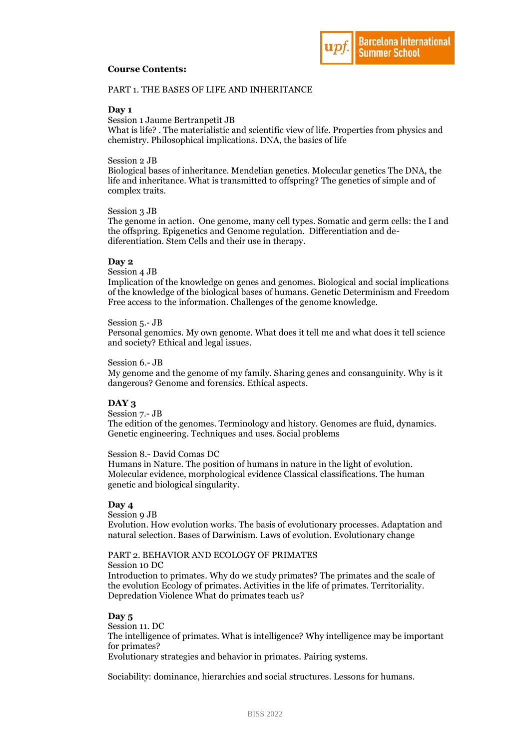**Course Contents:**

PART 1. THE BASES OF LIFE AND INHERITANCE

**Day 1**

Session 1 Jaume Bertranpetit JB
What is life? . The materialistic and scientific view of life. Properties from physics and chemistry. Philosophical implications. DNA, the basics of life

Session 2 JB
Biological bases of inheritance. Mendelian genetics. Molecular genetics The DNA, the life and inheritance. What is transmitted to offspring? The genetics of simple and of complex traits.

Session 3 JB
The genome in action. One genome, many cell types. Somatic and germ cells: the I and the offspring. Epigenetics and Genome regulation. Differentiation and de-diferentiation. Stem Cells and their use in therapy.

**Day 2**

Session 4 JB
Implication of the knowledge on genes and genomes. Biological and social implications of the knowledge of the biological bases of humans. Genetic Determinism and Freedom Free access to the information. Challenges of the genome knowledge.

Session 5.- JB
Personal genomics. My own genome. What does it tell me and what does it tell science and society? Ethical and legal issues.

Session 6.- JB
My genome and the genome of my family. Sharing genes and consanguinity. Why is it dangerous? Genome and forensics. Ethical aspects.

**DAY 3**

Session 7.- JB
The edition of the genomes. Terminology and history. Genomes are fluid, dynamics. Genetic engineering. Techniques and uses. Social problems

Session 8.- David Comas DC
Humans in Nature. The position of humans in nature in the light of evolution. Molecular evidence, morphological evidence Classical classifications. The human genetic and biological singularity.

**Day 4**

Session 9 JB
Evolution. How evolution works. The basis of evolutionary processes. Adaptation and natural selection. Bases of Darwinism. Laws of evolution. Evolutionary change

PART 2. BEHAVIOR AND ECOLOGY OF PRIMATES

Session 10 DC
Introduction to primates. Why do we study primates? The primates and the scale of the evolution Ecology of primates. Activities in the life of primates. Territoriality. Depredation Violence What do primates teach us?

**Day 5**

Session 11. DC
The intelligence of primates. What is intelligence? Why intelligence may be important for primates?
Evolutionary strategies and behavior in primates. Pairing systems.

Sociability: dominance, hierarchies and social structures. Lessons for humans.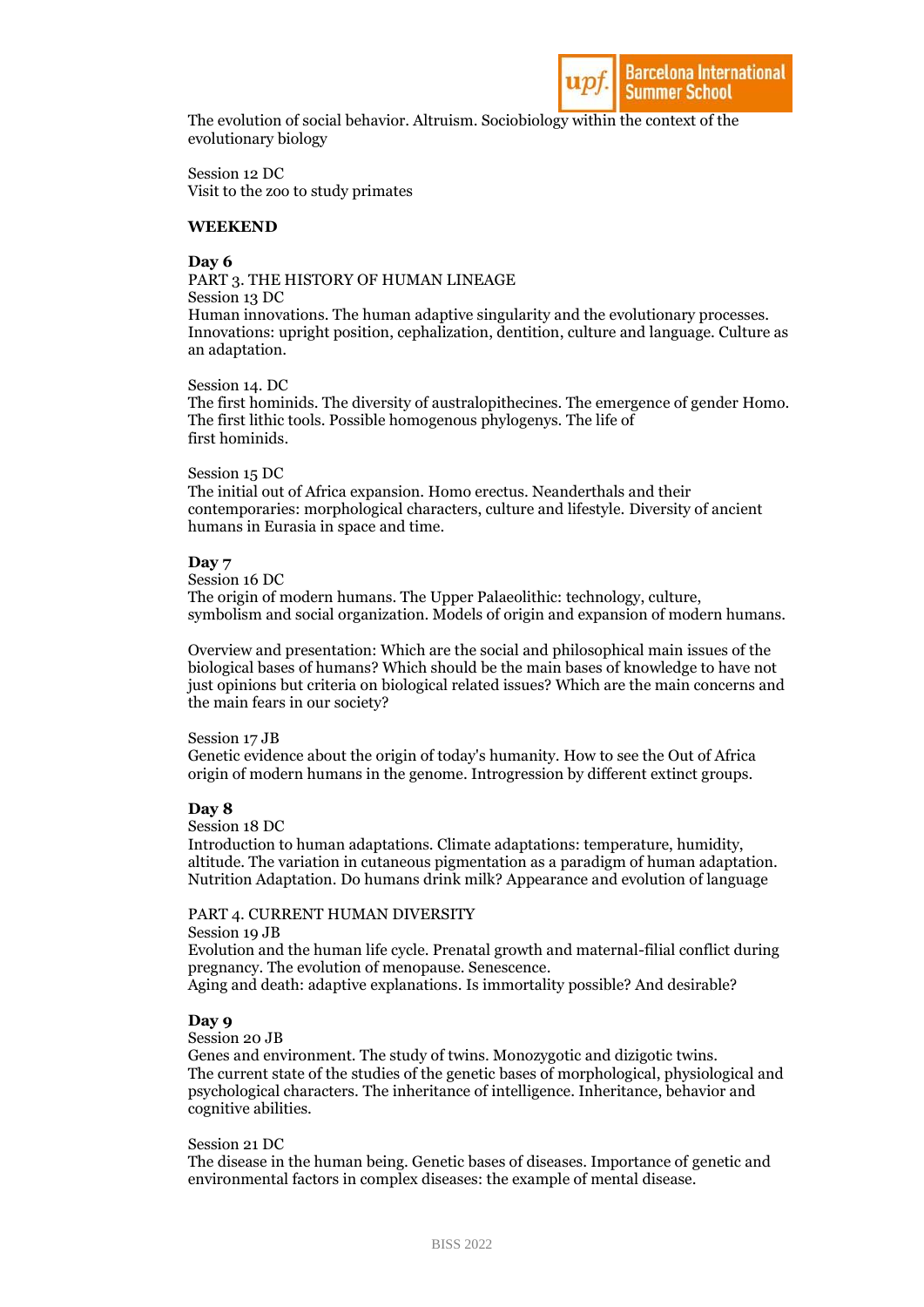The evolution of social behavior. Altruism. Sociobiology within the context of the evolutionary biology

Session 12 DC
Visit to the zoo to study primates

**WEEKEND**

**Day 6**
PART 3. THE HISTORY OF HUMAN LINEAGE
Session 13 DC
Human innovations. The human adaptive singularity and the evolutionary processes. Innovations: upright position, cephalization, dentition, culture and language. Culture as an adaptation.

Session 14. DC
The first hominids. The diversity of australopithecines. The emergence of gender Homo. The first lithic tools. Possible homogenous phylogenys. The life of first hominids.

Session 15 DC
The initial out of Africa expansion. Homo erectus. Neanderthals and their contemporaries: morphological characters, culture and lifestyle. Diversity of ancient humans in Eurasia in space and time.

**Day 7**
Session 16 DC
The origin of modern humans. The Upper Palaeolithic: technology, culture, symbolism and social organization. Models of origin and expansion of modern humans.

Overview and presentation: Which are the social and philosophical main issues of the biological bases of humans? Which should be the main bases of knowledge to have not just opinions but criteria on biological related issues? Which are the main concerns and the main fears in our society?

Session 17 JB
Genetic evidence about the origin of today's humanity. How to see the Out of Africa origin of modern humans in the genome. Introgression by different extinct groups.

**Day 8**
Session 18 DC
Introduction to human adaptations. Climate adaptations: temperature, humidity, altitude. The variation in cutaneous pigmentation as a paradigm of human adaptation. Nutrition Adaptation. Do humans drink milk? Appearance and evolution of language

PART 4. CURRENT HUMAN DIVERSITY
Session 19 JB
Evolution and the human life cycle. Prenatal growth and maternal-filial conflict during pregnancy. The evolution of menopause. Senescence.
Aging and death: adaptive explanations. Is immortality possible? And desirable?

**Day 9**
Session 20 JB
Genes and environment. The study of twins. Monozygotic and dizigotic twins.
The current state of the studies of the genetic bases of morphological, physiological and psychological characters. The inheritance of intelligence. Inheritance, behavior and cognitive abilities.

Session 21 DC
The disease in the human being. Genetic bases of diseases. Importance of genetic and environmental factors in complex diseases: the example of mental disease.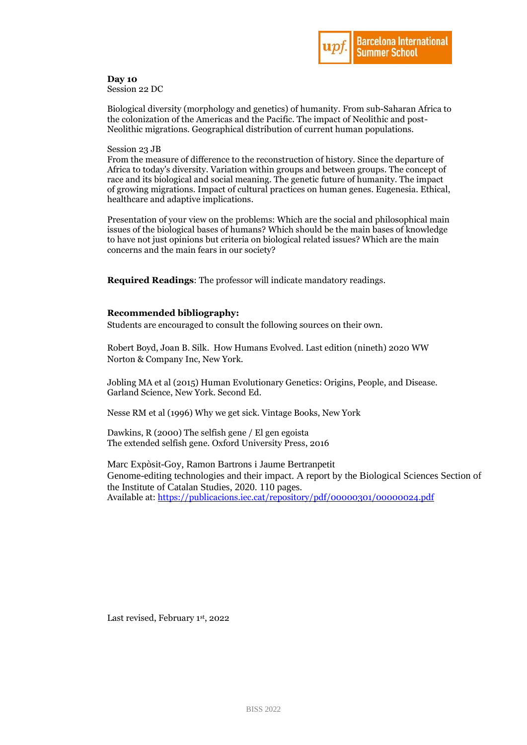**Day 10**
Session 22 DC

Biological diversity (morphology and genetics) of humanity. From sub-Saharan Africa to the colonization of the Americas and the Pacific. The impact of Neolithic and post-Neolithic migrations. Geographical distribution of current human populations.

Session 23 JB
From the measure of difference to the reconstruction of history. Since the departure of Africa to today's diversity. Variation within groups and between groups. The concept of race and its biological and social meaning. The genetic future of humanity. The impact of growing migrations. Impact of cultural practices on human genes. Eugenesia. Ethical, healthcare and adaptive implications.

Presentation of your view on the problems: Which are the social and philosophical main issues of the biological bases of humans? Which should be the main bases of knowledge to have not just opinions but criteria on biological related issues? Which are the main concerns and the main fears in our society?

**Required Readings**: The professor will indicate mandatory readings.

**Recommended bibliography:**
Students are encouraged to consult the following sources on their own.

Robert Boyd, Joan B. Silk. How Humans Evolved. Last edition (nineth) 2020 WW Norton & Company Inc, New York.

Jobling MA et al (2015) Human Evolutionary Genetics: Origins, People, and Disease. Garland Science, New York. Second Ed.

Nesse RM et al (1996) Why we get sick. Vintage Books, New York

Dawkins, R (2000) The selfish gene / El gen egoista
The extended selfish gene. Oxford University Press, 2016

Marc Expòsit-Goy, Ramon Bartrons i Jaume Bertranpetit
Genome-editing technologies and their impact. A report by the Biological Sciences Section of the Institute of Catalan Studies, 2020. 110 pages.
Available at: https://publicacions.iec.cat/repository/pdf/00000301/00000024.pdf

Last revised, February 1st, 2022